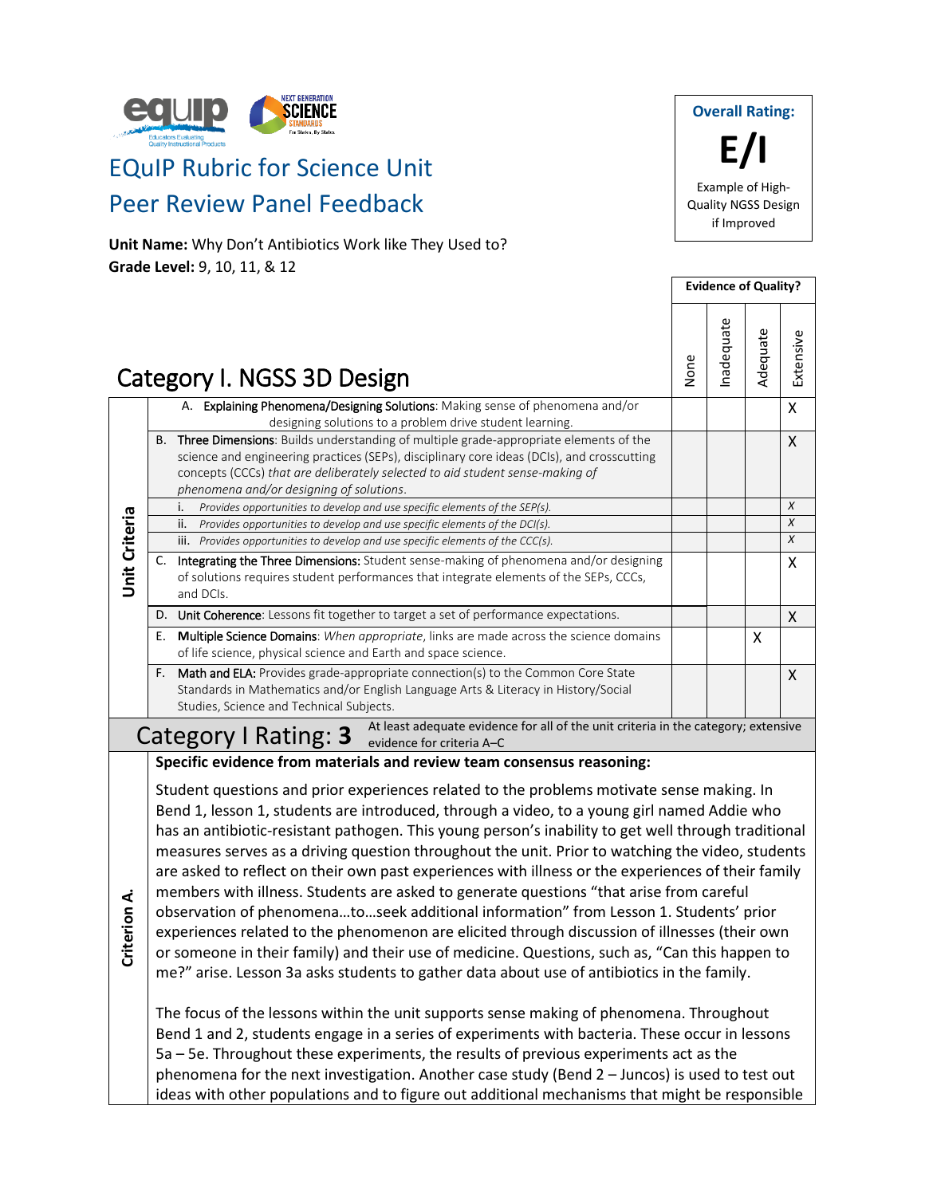# EQuIP Rubric for Science Unit

# Peer Review Panel Feedback

**Unit Name:** Why Don't Antibiotics Work like They Used to?
**Grade Level:** 9, 10, 11, & 12

**Overall Rating:**

**E/I**

Example of High-Quality NGSS Design if Improved

## Category I. NGSS 3D Design

| Unit Criteria | None | Inadequate | Adequate | Extensive |
|---|---|---|---|---|
| A. **Explaining Phenomena/Designing Solutions**: Making sense of phenomena and/or designing solutions to a problem drive student learning. | | | | X |
| B. **Three Dimensions**: Builds understanding of multiple grade-appropriate elements of the science and engineering practices (SEPs), disciplinary core ideas (DCIs), and crosscutting concepts (CCCs) *that are deliberately selected to aid student sense-making of phenomena and/or designing of solutions*. | | | | X |
| i. *Provides opportunities to develop and use specific elements of the SEP(s).* | | | | *X* |
| ii. *Provides opportunities to develop and use specific elements of the DCI(s).* | | | | *X* |
| iii. *Provides opportunities to develop and use specific elements of the CCC(s).* | | | | *X* |
| C. **Integrating the Three Dimensions:** Student sense-making of phenomena and/or designing of solutions requires student performances that integrate elements of the SEPs, CCCs, and DCIs. | | | | X |
| D. **Unit Coherence**: Lessons fit together to target a set of performance expectations. | | | | X |
| E. **Multiple Science Domains**: *When appropriate*, links are made across the science domains of life science, physical science and Earth and space science. | | | X | |
| F. **Math and ELA:** Provides grade-appropriate connection(s) to the Common Core State Standards in Mathematics and/or English Language Arts & Literacy in History/Social Studies, Science and Technical Subjects. | | | | X |

**Category I Rating: 3** — At least adequate evidence for all of the unit criteria in the category; extensive evidence for criteria A–C

### Criterion A.

**Specific evidence from materials and review team consensus reasoning:**

Student questions and prior experiences related to the problems motivate sense making. In Bend 1, lesson 1, students are introduced, through a video, to a young girl named Addie who has an antibiotic-resistant pathogen. This young person's inability to get well through traditional measures serves as a driving question throughout the unit. Prior to watching the video, students are asked to reflect on their own past experiences with illness or the experiences of their family members with illness. Students are asked to generate questions "that arise from careful observation of phenomena…to…seek additional information" from Lesson 1. Students' prior experiences related to the phenomenon are elicited through discussion of illnesses (their own or someone in their family) and their use of medicine. Questions, such as, "Can this happen to me?" arise. Lesson 3a asks students to gather data about use of antibiotics in the family.

The focus of the lessons within the unit supports sense making of phenomena. Throughout Bend 1 and 2, students engage in a series of experiments with bacteria. These occur in lessons 5a – 5e. Throughout these experiments, the results of previous experiments act as the phenomena for the next investigation. Another case study (Bend 2 – Juncos) is used to test out ideas with other populations and to figure out additional mechanisms that might be responsible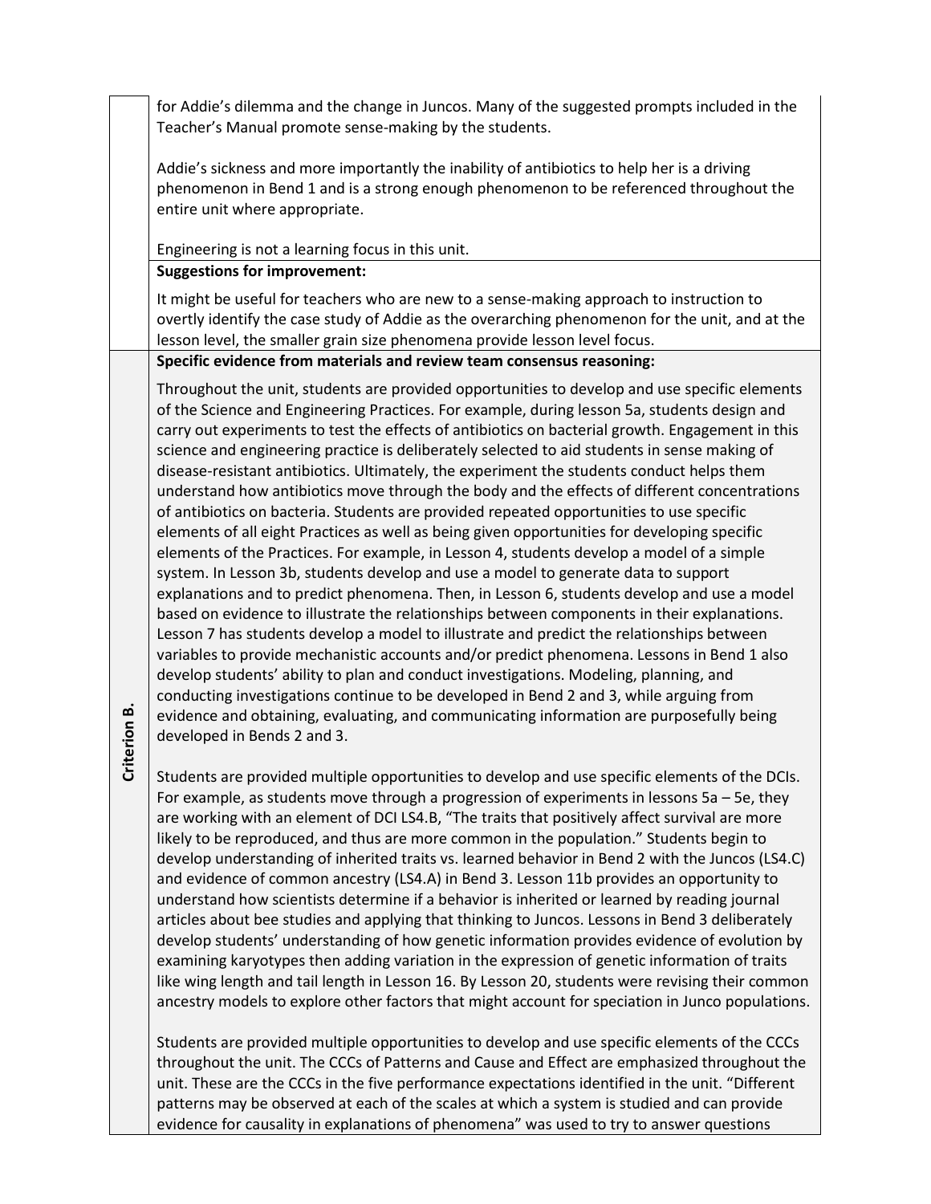| | |
|---|---|
| | for Addie's dilemma and the change in Juncos. Many of the suggested prompts included in the Teacher's Manual promote sense-making by the students.<br><br>Addie's sickness and more importantly the inability of antibiotics to help her is a driving phenomenon in Bend 1 and is a strong enough phenomenon to be referenced throughout the entire unit where appropriate.<br><br>Engineering is not a learning focus in this unit. |
| | **Suggestions for improvement:**<br><br>It might be useful for teachers who are new to a sense-making approach to instruction to overtly identify the case study of Addie as the overarching phenomenon for the unit, and at the lesson level, the smaller grain size phenomena provide lesson level focus. |
| **Criterion B.** | **Specific evidence from materials and review team consensus reasoning:**<br><br>Throughout the unit, students are provided opportunities to develop and use specific elements of the Science and Engineering Practices. For example, during lesson 5a, students design and carry out experiments to test the effects of antibiotics on bacterial growth. Engagement in this science and engineering practice is deliberately selected to aid students in sense making of disease-resistant antibiotics. Ultimately, the experiment the students conduct helps them understand how antibiotics move through the body and the effects of different concentrations of antibiotics on bacteria. Students are provided repeated opportunities to use specific elements of all eight Practices as well as being given opportunities for developing specific elements of the Practices. For example, in Lesson 4, students develop a model of a simple system. In Lesson 3b, students develop and use a model to generate data to support explanations and to predict phenomena. Then, in Lesson 6, students develop and use a model based on evidence to illustrate the relationships between components in their explanations. Lesson 7 has students develop a model to illustrate and predict the relationships between variables to provide mechanistic accounts and/or predict phenomena. Lessons in Bend 1 also develop students' ability to plan and conduct investigations. Modeling, planning, and conducting investigations continue to be developed in Bend 2 and 3, while arguing from evidence and obtaining, evaluating, and communicating information are purposefully being developed in Bends 2 and 3.<br><br>Students are provided multiple opportunities to develop and use specific elements of the DCIs. For example, as students move through a progression of experiments in lessons 5a – 5e, they are working with an element of DCI LS4.B, "The traits that positively affect survival are more likely to be reproduced, and thus are more common in the population." Students begin to develop understanding of inherited traits vs. learned behavior in Bend 2 with the Juncos (LS4.C) and evidence of common ancestry (LS4.A) in Bend 3. Lesson 11b provides an opportunity to understand how scientists determine if a behavior is inherited or learned by reading journal articles about bee studies and applying that thinking to Juncos. Lessons in Bend 3 deliberately develop students' understanding of how genetic information provides evidence of evolution by examining karyotypes then adding variation in the expression of genetic information of traits like wing length and tail length in Lesson 16. By Lesson 20, students were revising their common ancestry models to explore other factors that might account for speciation in Junco populations.<br><br>Students are provided multiple opportunities to develop and use specific elements of the CCCs throughout the unit. The CCCs of Patterns and Cause and Effect are emphasized throughout the unit. These are the CCCs in the five performance expectations identified in the unit. "Different patterns may be observed at each of the scales at which a system is studied and can provide evidence for causality in explanations of phenomena" was used to try to answer questions |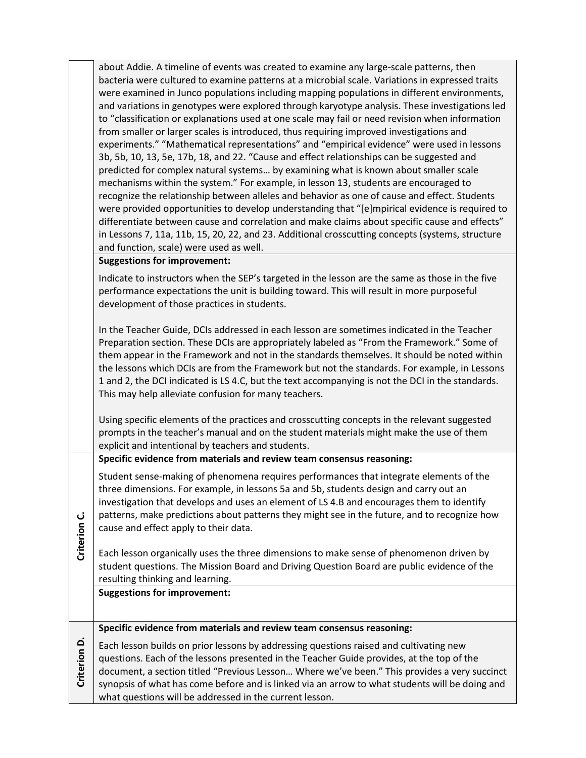about Addie. A timeline of events was created to examine any large-scale patterns, then bacteria were cultured to examine patterns at a microbial scale. Variations in expressed traits were examined in Junco populations including mapping populations in different environments, and variations in genotypes were explored through karyotype analysis. These investigations led to "classification or explanations used at one scale may fail or need revision when information from smaller or larger scales is introduced, thus requiring improved investigations and experiments." "Mathematical representations" and "empirical evidence" were used in lessons 3b, 5b, 10, 13, 5e, 17b, 18, and 22. "Cause and effect relationships can be suggested and predicted for complex natural systems… by examining what is known about smaller scale mechanisms within the system." For example, in lesson 13, students are encouraged to recognize the relationship between alleles and behavior as one of cause and effect. Students were provided opportunities to develop understanding that "[e]mpirical evidence is required to differentiate between cause and correlation and make claims about specific cause and effects" in Lessons 7, 11a, 11b, 15, 20, 22, and 23. Additional crosscutting concepts (systems, structure and function, scale) were used as well.

**Suggestions for improvement:**

Indicate to instructors when the SEP's targeted in the lesson are the same as those in the five performance expectations the unit is building toward. This will result in more purposeful development of those practices in students.

In the Teacher Guide, DCIs addressed in each lesson are sometimes indicated in the Teacher Preparation section. These DCIs are appropriately labeled as "From the Framework." Some of them appear in the Framework and not in the standards themselves. It should be noted within the lessons which DCIs are from the Framework but not the standards. For example, in Lessons 1 and 2, the DCI indicated is LS 4.C, but the text accompanying is not the DCI in the standards. This may help alleviate confusion for many teachers.

Using specific elements of the practices and crosscutting concepts in the relevant suggested prompts in the teacher's manual and on the student materials might make the use of them explicit and intentional by teachers and students.

## Criterion C.

**Specific evidence from materials and review team consensus reasoning:**

Student sense-making of phenomena requires performances that integrate elements of the three dimensions. For example, in lessons 5a and 5b, students design and carry out an investigation that develops and uses an element of LS 4.B and encourages them to identify patterns, make predictions about patterns they might see in the future, and to recognize how cause and effect apply to their data.

Each lesson organically uses the three dimensions to make sense of phenomenon driven by student questions. The Mission Board and Driving Question Board are public evidence of the resulting thinking and learning.

**Suggestions for improvement:**

## Criterion D.

**Specific evidence from materials and review team consensus reasoning:**

Each lesson builds on prior lessons by addressing questions raised and cultivating new questions. Each of the lessons presented in the Teacher Guide provides, at the top of the document, a section titled "Previous Lesson… Where we've been." This provides a very succinct synopsis of what has come before and is linked via an arrow to what students will be doing and what questions will be addressed in the current lesson.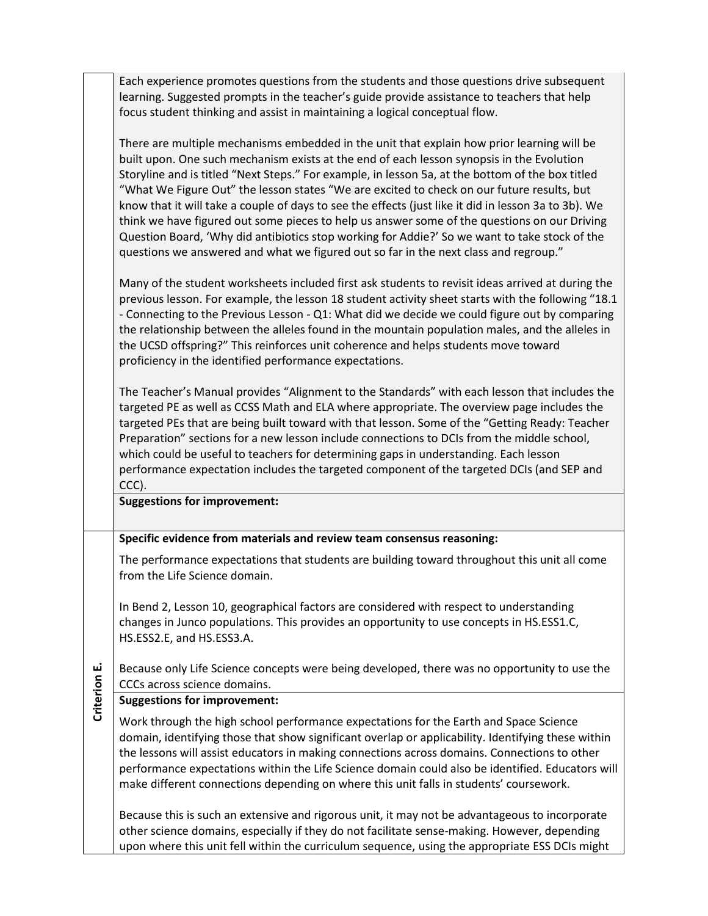Each experience promotes questions from the students and those questions drive subsequent learning. Suggested prompts in the teacher's guide provide assistance to teachers that help focus student thinking and assist in maintaining a logical conceptual flow.

There are multiple mechanisms embedded in the unit that explain how prior learning will be built upon. One such mechanism exists at the end of each lesson synopsis in the Evolution Storyline and is titled "Next Steps." For example, in lesson 5a, at the bottom of the box titled "What We Figure Out" the lesson states "We are excited to check on our future results, but know that it will take a couple of days to see the effects (just like it did in lesson 3a to 3b). We think we have figured out some pieces to help us answer some of the questions on our Driving Question Board, 'Why did antibiotics stop working for Addie?' So we want to take stock of the questions we answered and what we figured out so far in the next class and regroup."

Many of the student worksheets included first ask students to revisit ideas arrived at during the previous lesson. For example, the lesson 18 student activity sheet starts with the following "18.1 - Connecting to the Previous Lesson - Q1: What did we decide we could figure out by comparing the relationship between the alleles found in the mountain population males, and the alleles in the UCSD offspring?" This reinforces unit coherence and helps students move toward proficiency in the identified performance expectations.

The Teacher's Manual provides "Alignment to the Standards" with each lesson that includes the targeted PE as well as CCSS Math and ELA where appropriate. The overview page includes the targeted PEs that are being built toward with that lesson. Some of the "Getting Ready: Teacher Preparation" sections for a new lesson include connections to DCIs from the middle school, which could be useful to teachers for determining gaps in understanding. Each lesson performance expectation includes the targeted component of the targeted DCIs (and SEP and CCC).

**Suggestions for improvement:**

## Criterion E.

**Specific evidence from materials and review team consensus reasoning:**

The performance expectations that students are building toward throughout this unit all come from the Life Science domain.

In Bend 2, Lesson 10, geographical factors are considered with respect to understanding changes in Junco populations. This provides an opportunity to use concepts in HS.ESS1.C, HS.ESS2.E, and HS.ESS3.A.

Because only Life Science concepts were being developed, there was no opportunity to use the CCCs across science domains.

**Suggestions for improvement:**

Work through the high school performance expectations for the Earth and Space Science domain, identifying those that show significant overlap or applicability. Identifying these within the lessons will assist educators in making connections across domains. Connections to other performance expectations within the Life Science domain could also be identified. Educators will make different connections depending on where this unit falls in students' coursework.

Because this is such an extensive and rigorous unit, it may not be advantageous to incorporate other science domains, especially if they do not facilitate sense-making. However, depending upon where this unit fell within the curriculum sequence, using the appropriate ESS DCIs might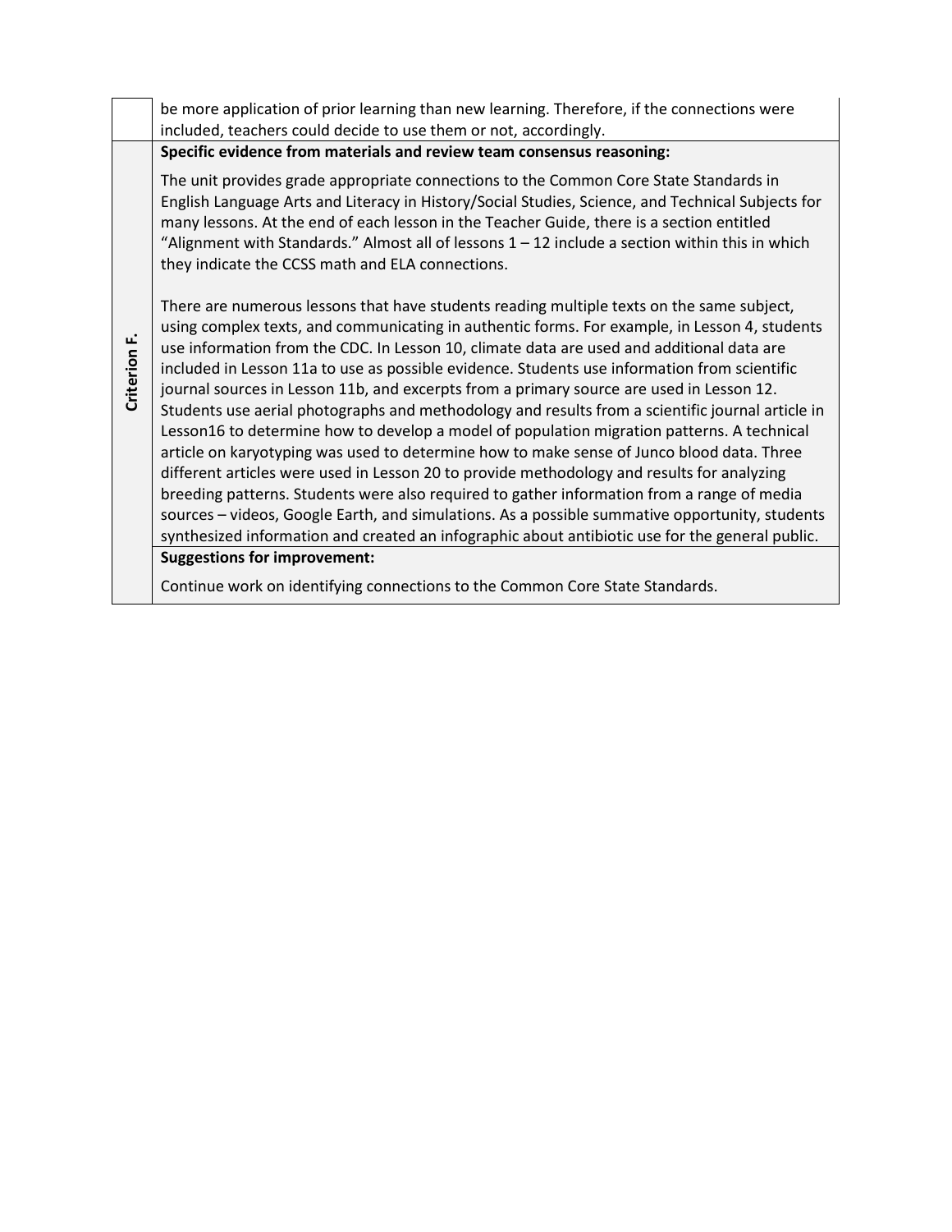| | |
|---|---|
| | be more application of prior learning than new learning. Therefore, if the connections were included, teachers could decide to use them or not, accordingly. |
| **Criterion F.** | **Specific evidence from materials and review team consensus reasoning:**<br><br>The unit provides grade appropriate connections to the Common Core State Standards in English Language Arts and Literacy in History/Social Studies, Science, and Technical Subjects for many lessons. At the end of each lesson in the Teacher Guide, there is a section entitled "Alignment with Standards." Almost all of lessons 1 – 12 include a section within this in which they indicate the CCSS math and ELA connections.<br><br>There are numerous lessons that have students reading multiple texts on the same subject, using complex texts, and communicating in authentic forms. For example, in Lesson 4, students use information from the CDC. In Lesson 10, climate data are used and additional data are included in Lesson 11a to use as possible evidence. Students use information from scientific journal sources in Lesson 11b, and excerpts from a primary source are used in Lesson 12. Students use aerial photographs and methodology and results from a scientific journal article in Lesson16 to determine how to develop a model of population migration patterns. A technical article on karyotyping was used to determine how to make sense of Junco blood data. Three different articles were used in Lesson 20 to provide methodology and results for analyzing breeding patterns. Students were also required to gather information from a range of media sources – videos, Google Earth, and simulations. As a possible summative opportunity, students synthesized information and created an infographic about antibiotic use for the general public. |
| | **Suggestions for improvement:**<br><br>Continue work on identifying connections to the Common Core State Standards. |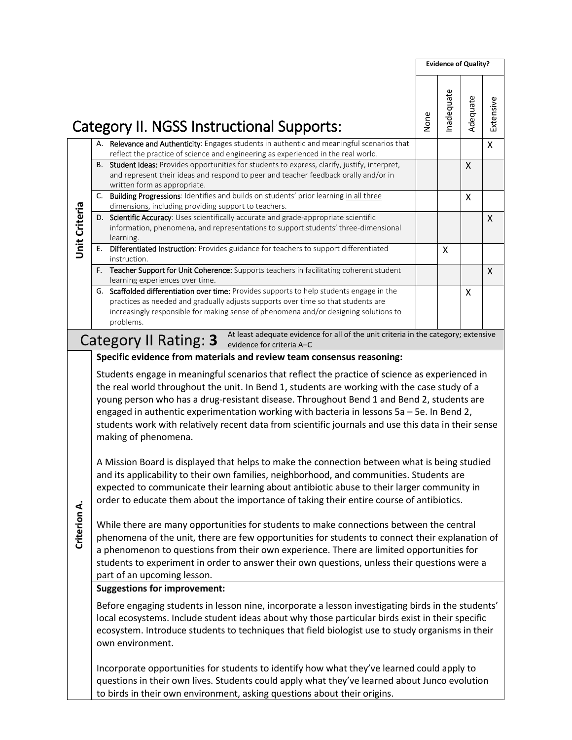## Category II. NGSS Instructional Supports:

| | Criterion | None | Inadequate | Adequate | Extensive |
|---|---|---|---|---|---|
| **Unit Criteria** | A. **Relevance and Authenticity**: Engages students in authentic and meaningful scenarios that reflect the practice of science and engineering as experienced in the real world. | | | | X |
| | B. **Student Ideas:** Provides opportunities for students to express, clarify, justify, interpret, and represent their ideas and respond to peer and teacher feedback orally and/or in written form as appropriate. | | | X | |
| | C. **Building Progressions**: Identifies and builds on students' prior learning in all three dimensions, including providing support to teachers. | | | X | |
| | D. **Scientific Accuracy**: Uses scientifically accurate and grade-appropriate scientific information, phenomena, and representations to support students' three-dimensional learning. | | | | X |
| | E. **Differentiated Instruction**: Provides guidance for teachers to support differentiated instruction. | | X | | |
| | F. **Teacher Support for Unit Coherence:** Supports teachers in facilitating coherent student learning experiences over time. | | | | X |
| | G. **Scaffolded differentiation over time:** Provides supports to help students engage in the practices as needed and gradually adjusts supports over time so that students are increasingly responsible for making sense of phenomena and/or designing solutions to problems. | | | X | |

**Evidence of Quality?** (None / Inadequate / Adequate / Extensive)

### Category II Rating: **3**

At least adequate evidence for all of the unit criteria in the category; extensive evidence for criteria A–C

### Criterion A.

**Specific evidence from materials and review team consensus reasoning:**

Students engage in meaningful scenarios that reflect the practice of science as experienced in the real world throughout the unit. In Bend 1, students are working with the case study of a young person who has a drug-resistant disease. Throughout Bend 1 and Bend 2, students are engaged in authentic experimentation working with bacteria in lessons 5a – 5e. In Bend 2, students work with relatively recent data from scientific journals and use this data in their sense making of phenomena.

A Mission Board is displayed that helps to make the connection between what is being studied and its applicability to their own families, neighborhood, and communities. Students are expected to communicate their learning about antibiotic abuse to their larger community in order to educate them about the importance of taking their entire course of antibiotics.

While there are many opportunities for students to make connections between the central phenomena of the unit, there are few opportunities for students to connect their explanation of a phenomenon to questions from their own experience. There are limited opportunities for students to experiment in order to answer their own questions, unless their questions were a part of an upcoming lesson.

**Suggestions for improvement:**

Before engaging students in lesson nine, incorporate a lesson investigating birds in the students' local ecosystems. Include student ideas about why those particular birds exist in their specific ecosystem. Introduce students to techniques that field biologist use to study organisms in their own environment.

Incorporate opportunities for students to identify how what they've learned could apply to questions in their own lives. Students could apply what they've learned about Junco evolution to birds in their own environment, asking questions about their origins.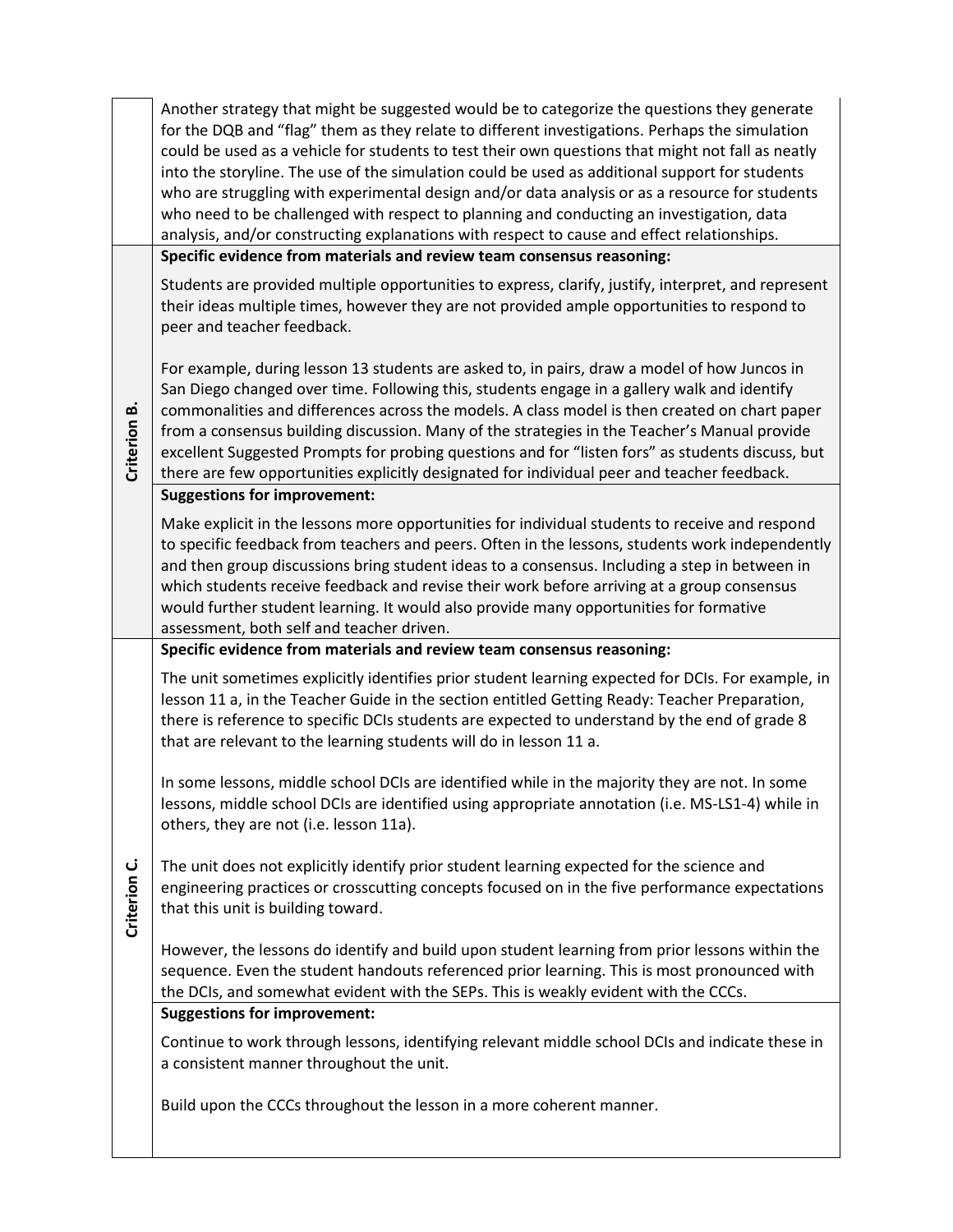| | |
|---|---|
| | Another strategy that might be suggested would be to categorize the questions they generate for the DQB and "flag" them as they relate to different investigations. Perhaps the simulation could be used as a vehicle for students to test their own questions that might not fall as neatly into the storyline. The use of the simulation could be used as additional support for students who are struggling with experimental design and/or data analysis or as a resource for students who need to be challenged with respect to planning and conducting an investigation, data analysis, and/or constructing explanations with respect to cause and effect relationships. |
| **Criterion B.** | **Specific evidence from materials and review team consensus reasoning:**<br><br>Students are provided multiple opportunities to express, clarify, justify, interpret, and represent their ideas multiple times, however they are not provided ample opportunities to respond to peer and teacher feedback.<br><br>For example, during lesson 13 students are asked to, in pairs, draw a model of how Juncos in San Diego changed over time. Following this, students engage in a gallery walk and identify commonalities and differences across the models. A class model is then created on chart paper from a consensus building discussion. Many of the strategies in the Teacher's Manual provide excellent Suggested Prompts for probing questions and for "listen fors" as students discuss, but there are few opportunities explicitly designated for individual peer and teacher feedback. |
| | **Suggestions for improvement:**<br><br>Make explicit in the lessons more opportunities for individual students to receive and respond to specific feedback from teachers and peers. Often in the lessons, students work independently and then group discussions bring student ideas to a consensus. Including a step in between in which students receive feedback and revise their work before arriving at a group consensus would further student learning. It would also provide many opportunities for formative assessment, both self and teacher driven. |
| **Criterion C.** | **Specific evidence from materials and review team consensus reasoning:**<br><br>The unit sometimes explicitly identifies prior student learning expected for DCIs. For example, in lesson 11 a, in the Teacher Guide in the section entitled Getting Ready: Teacher Preparation, there is reference to specific DCIs students are expected to understand by the end of grade 8 that are relevant to the learning students will do in lesson 11 a.<br><br>In some lessons, middle school DCIs are identified while in the majority they are not. In some lessons, middle school DCIs are identified using appropriate annotation (i.e. MS-LS1-4) while in others, they are not (i.e. lesson 11a).<br><br>The unit does not explicitly identify prior student learning expected for the science and engineering practices or crosscutting concepts focused on in the five performance expectations that this unit is building toward.<br><br>However, the lessons do identify and build upon student learning from prior lessons within the sequence. Even the student handouts referenced prior learning. This is most pronounced with the DCIs, and somewhat evident with the SEPs. This is weakly evident with the CCCs. |
| | **Suggestions for improvement:**<br><br>Continue to work through lessons, identifying relevant middle school DCIs and indicate these in a consistent manner throughout the unit.<br><br>Build upon the CCCs throughout the lesson in a more coherent manner. |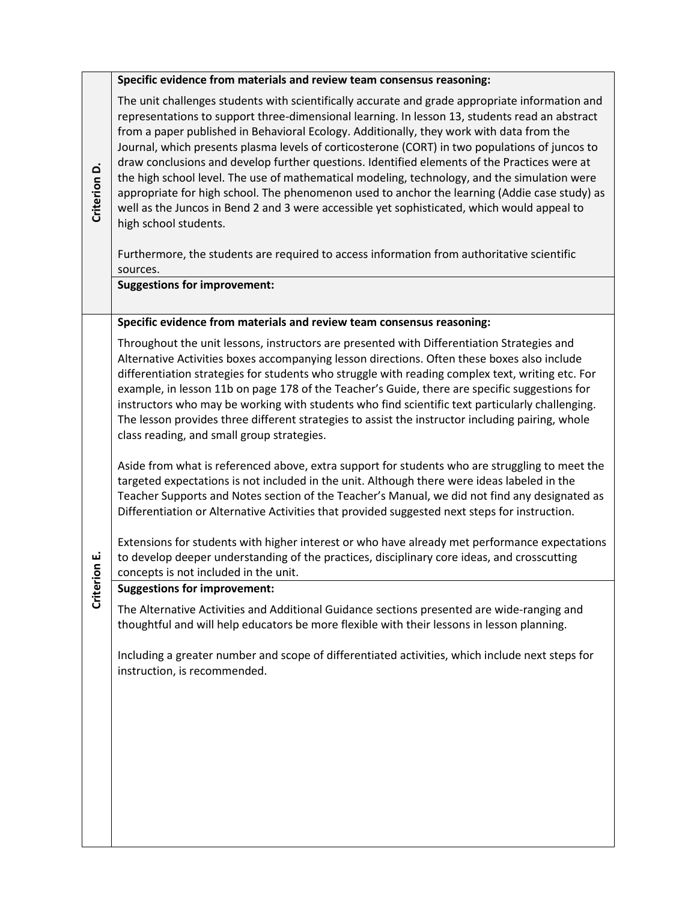| | |
|---|---|
| **Criterion D.** | **Specific evidence from materials and review team consensus reasoning:**<br><br>The unit challenges students with scientifically accurate and grade appropriate information and representations to support three-dimensional learning. In lesson 13, students read an abstract from a paper published in Behavioral Ecology. Additionally, they work with data from the Journal, which presents plasma levels of corticosterone (CORT) in two populations of juncos to draw conclusions and develop further questions. Identified elements of the Practices were at the high school level. The use of mathematical modeling, technology, and the simulation were appropriate for high school. The phenomenon used to anchor the learning (Addie case study) as well as the Juncos in Bend 2 and 3 were accessible yet sophisticated, which would appeal to high school students.<br><br>Furthermore, the students are required to access information from authoritative scientific sources. |
| | **Suggestions for improvement:** |
| **Criterion E.** | **Specific evidence from materials and review team consensus reasoning:**<br><br>Throughout the unit lessons, instructors are presented with Differentiation Strategies and Alternative Activities boxes accompanying lesson directions. Often these boxes also include differentiation strategies for students who struggle with reading complex text, writing etc. For example, in lesson 11b on page 178 of the Teacher's Guide, there are specific suggestions for instructors who may be working with students who find scientific text particularly challenging. The lesson provides three different strategies to assist the instructor including pairing, whole class reading, and small group strategies.<br><br>Aside from what is referenced above, extra support for students who are struggling to meet the targeted expectations is not included in the unit. Although there were ideas labeled in the Teacher Supports and Notes section of the Teacher's Manual, we did not find any designated as Differentiation or Alternative Activities that provided suggested next steps for instruction.<br><br>Extensions for students with higher interest or who have already met performance expectations to develop deeper understanding of the practices, disciplinary core ideas, and crosscutting concepts is not included in the unit. |
| | **Suggestions for improvement:**<br><br>The Alternative Activities and Additional Guidance sections presented are wide-ranging and thoughtful and will help educators be more flexible with their lessons in lesson planning.<br><br>Including a greater number and scope of differentiated activities, which include next steps for instruction, is recommended. |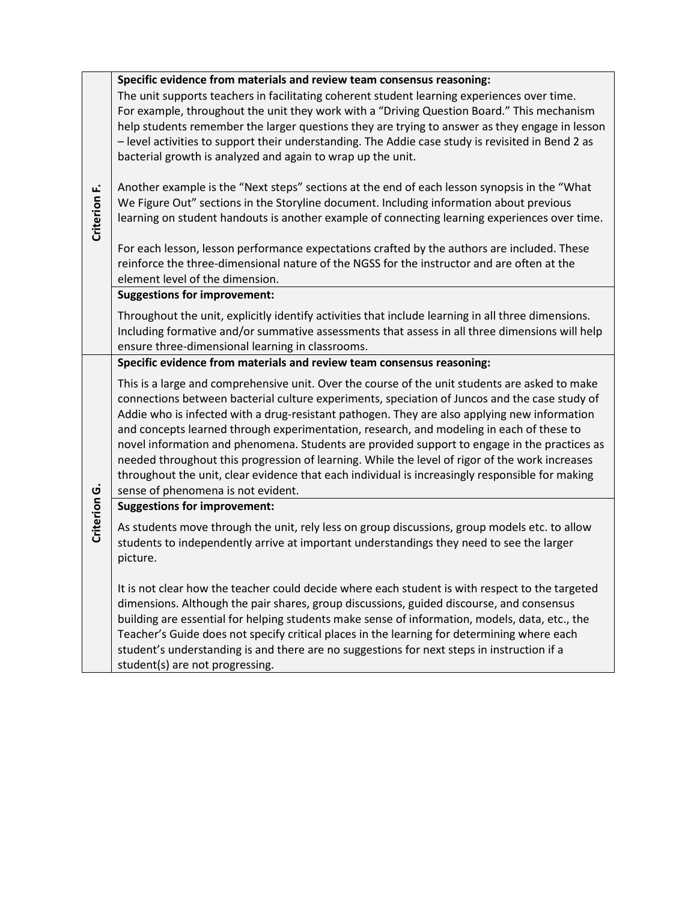| Criterion | |
|---|---|
| **Criterion F.** | **Specific evidence from materials and review team consensus reasoning:**<br>The unit supports teachers in facilitating coherent student learning experiences over time. For example, throughout the unit they work with a "Driving Question Board." This mechanism help students remember the larger questions they are trying to answer as they engage in lesson – level activities to support their understanding. The Addie case study is revisited in Bend 2 as bacterial growth is analyzed and again to wrap up the unit.<br><br>Another example is the "Next steps" sections at the end of each lesson synopsis in the "What We Figure Out" sections in the Storyline document. Including information about previous learning on student handouts is another example of connecting learning experiences over time.<br><br>For each lesson, lesson performance expectations crafted by the authors are included. These reinforce the three-dimensional nature of the NGSS for the instructor and are often at the element level of the dimension. |
| | **Suggestions for improvement:**<br>Throughout the unit, explicitly identify activities that include learning in all three dimensions. Including formative and/or summative assessments that assess in all three dimensions will help ensure three-dimensional learning in classrooms. |
| **Criterion G.** | **Specific evidence from materials and review team consensus reasoning:**<br>This is a large and comprehensive unit. Over the course of the unit students are asked to make connections between bacterial culture experiments, speciation of Juncos and the case study of Addie who is infected with a drug-resistant pathogen. They are also applying new information and concepts learned through experimentation, research, and modeling in each of these to novel information and phenomena. Students are provided support to engage in the practices as needed throughout this progression of learning. While the level of rigor of the work increases throughout the unit, clear evidence that each individual is increasingly responsible for making sense of phenomena is not evident. |
| | **Suggestions for improvement:**<br>As students move through the unit, rely less on group discussions, group models etc. to allow students to independently arrive at important understandings they need to see the larger picture.<br><br>It is not clear how the teacher could decide where each student is with respect to the targeted dimensions. Although the pair shares, group discussions, guided discourse, and consensus building are essential for helping students make sense of information, models, data, etc., the Teacher's Guide does not specify critical places in the learning for determining where each student's understanding is and there are no suggestions for next steps in instruction if a student(s) are not progressing. |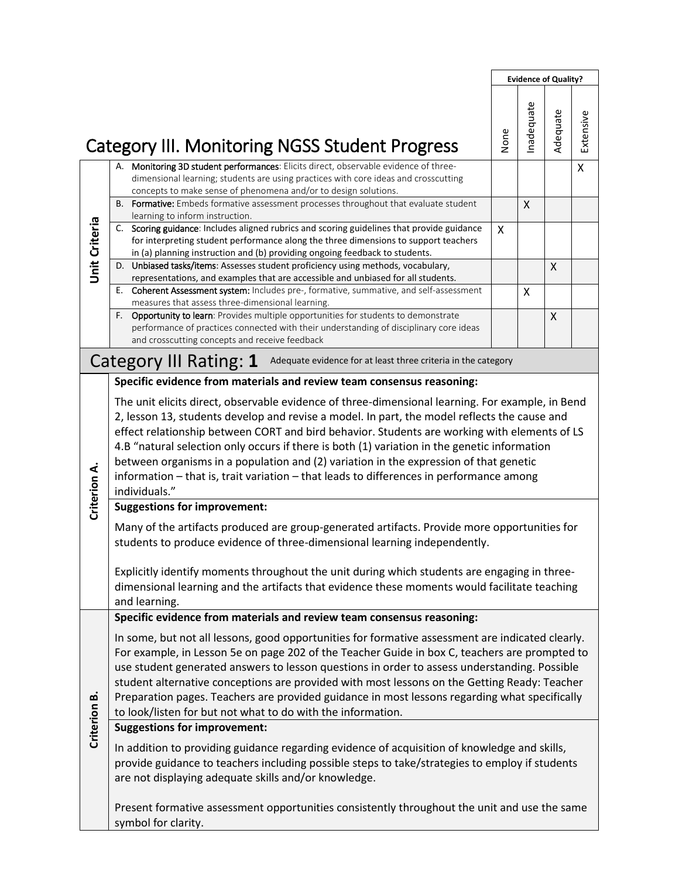# Category III. Monitoring NGSS Student Progress

| Unit Criteria | None | Inadequate | Adequate | Extensive |
|---|---|---|---|---|
| A. **Monitoring 3D student performances**: Elicits direct, observable evidence of three-dimensional learning; students are using practices with core ideas and crosscutting concepts to make sense of phenomena and/or to design solutions. | | | | X |
| B. **Formative:** Embeds formative assessment processes throughout that evaluate student learning to inform instruction. | | X | | |
| C. **Scoring guidance**: Includes aligned rubrics and scoring guidelines that provide guidance for interpreting student performance along the three dimensions to support teachers in (a) planning instruction and (b) providing ongoing feedback to students. | X | | | |
| D. **Unbiased tasks/items**: Assesses student proficiency using methods, vocabulary, representations, and examples that are accessible and unbiased for all students. | | | X | |
| E. **Coherent Assessment system:** Includes pre-, formative, summative, and self-assessment measures that assess three-dimensional learning. | | X | | |
| F. **Opportunity to learn**: Provides multiple opportunities for students to demonstrate performance of practices connected with their understanding of disciplinary core ideas and crosscutting concepts and receive feedback | | | X | |

## Category III Rating: 1

Adequate evidence for at least three criteria in the category

### Criterion A.

**Specific evidence from materials and review team consensus reasoning:**

The unit elicits direct, observable evidence of three-dimensional learning. For example, in Bend 2, lesson 13, students develop and revise a model. In part, the model reflects the cause and effect relationship between CORT and bird behavior. Students are working with elements of LS 4.B "natural selection only occurs if there is both (1) variation in the genetic information between organisms in a population and (2) variation in the expression of that genetic information – that is, trait variation – that leads to differences in performance among individuals."

**Suggestions for improvement:**

Many of the artifacts produced are group-generated artifacts. Provide more opportunities for students to produce evidence of three-dimensional learning independently.

Explicitly identify moments throughout the unit during which students are engaging in three-dimensional learning and the artifacts that evidence these moments would facilitate teaching and learning.

### Criterion B.

**Specific evidence from materials and review team consensus reasoning:**

In some, but not all lessons, good opportunities for formative assessment are indicated clearly. For example, in Lesson 5e on page 202 of the Teacher Guide in box C, teachers are prompted to use student generated answers to lesson questions in order to assess understanding. Possible student alternative conceptions are provided with most lessons on the Getting Ready: Teacher Preparation pages. Teachers are provided guidance in most lessons regarding what specifically to look/listen for but not what to do with the information.

**Suggestions for improvement:**

In addition to providing guidance regarding evidence of acquisition of knowledge and skills, provide guidance to teachers including possible steps to take/strategies to employ if students are not displaying adequate skills and/or knowledge.

Present formative assessment opportunities consistently throughout the unit and use the same symbol for clarity.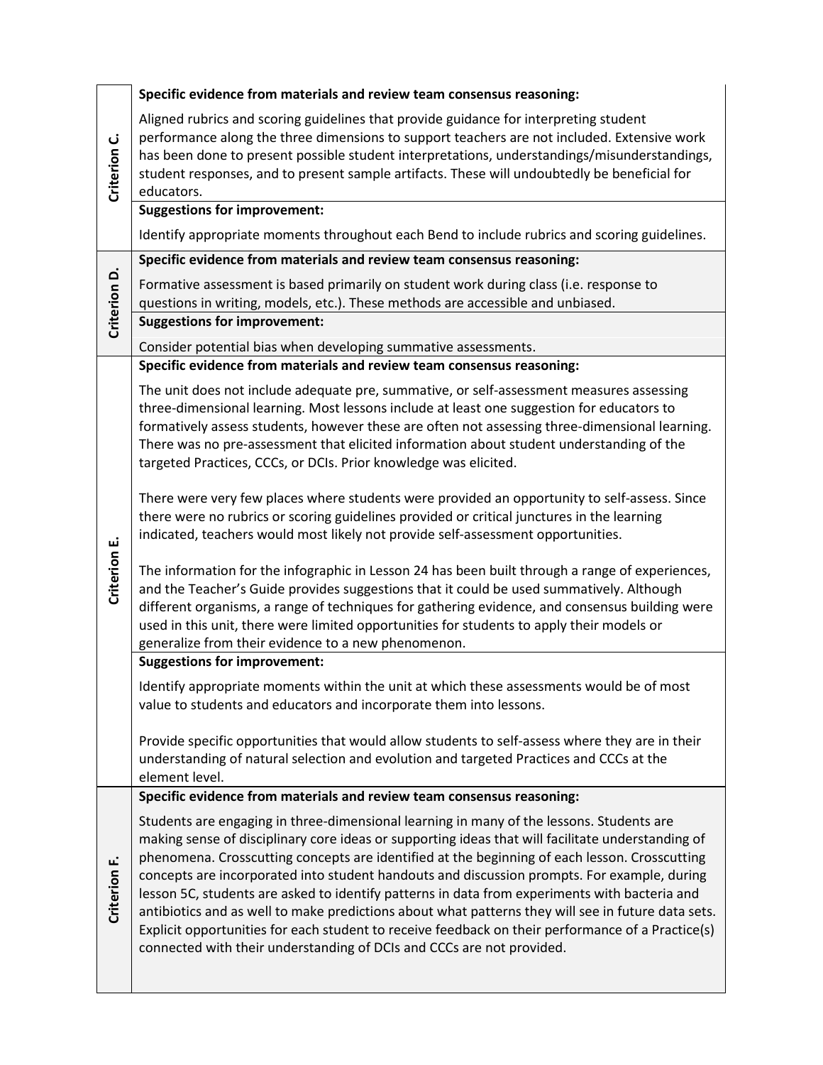| | |
|---|---|
| **Criterion C.** | **Specific evidence from materials and review team consensus reasoning:**<br><br>Aligned rubrics and scoring guidelines that provide guidance for interpreting student performance along the three dimensions to support teachers are not included. Extensive work has been done to present possible student interpretations, understandings/misunderstandings, student responses, and to present sample artifacts. These will undoubtedly be beneficial for educators. |
| | **Suggestions for improvement:**<br><br>Identify appropriate moments throughout each Bend to include rubrics and scoring guidelines. |
| **Criterion D.** | **Specific evidence from materials and review team consensus reasoning:**<br><br>Formative assessment is based primarily on student work during class (i.e. response to questions in writing, models, etc.). These methods are accessible and unbiased. |
| | **Suggestions for improvement:**<br><br>Consider potential bias when developing summative assessments. |
| **Criterion E.** | **Specific evidence from materials and review team consensus reasoning:**<br><br>The unit does not include adequate pre, summative, or self-assessment measures assessing three-dimensional learning. Most lessons include at least one suggestion for educators to formatively assess students, however these are often not assessing three-dimensional learning. There was no pre-assessment that elicited information about student understanding of the targeted Practices, CCCs, or DCIs. Prior knowledge was elicited.<br><br>There were very few places where students were provided an opportunity to self-assess. Since there were no rubrics or scoring guidelines provided or critical junctures in the learning indicated, teachers would most likely not provide self-assessment opportunities.<br><br>The information for the infographic in Lesson 24 has been built through a range of experiences, and the Teacher's Guide provides suggestions that it could be used summatively. Although different organisms, a range of techniques for gathering evidence, and consensus building were used in this unit, there were limited opportunities for students to apply their models or generalize from their evidence to a new phenomenon. |
| | **Suggestions for improvement:**<br><br>Identify appropriate moments within the unit at which these assessments would be of most value to students and educators and incorporate them into lessons.<br><br>Provide specific opportunities that would allow students to self-assess where they are in their understanding of natural selection and evolution and targeted Practices and CCCs at the element level. |
| **Criterion F.** | **Specific evidence from materials and review team consensus reasoning:**<br><br>Students are engaging in three-dimensional learning in many of the lessons. Students are making sense of disciplinary core ideas or supporting ideas that will facilitate understanding of phenomena. Crosscutting concepts are identified at the beginning of each lesson. Crosscutting concepts are incorporated into student handouts and discussion prompts. For example, during lesson 5C, students are asked to identify patterns in data from experiments with bacteria and antibiotics and as well to make predictions about what patterns they will see in future data sets. Explicit opportunities for each student to receive feedback on their performance of a Practice(s) connected with their understanding of DCIs and CCCs are not provided. |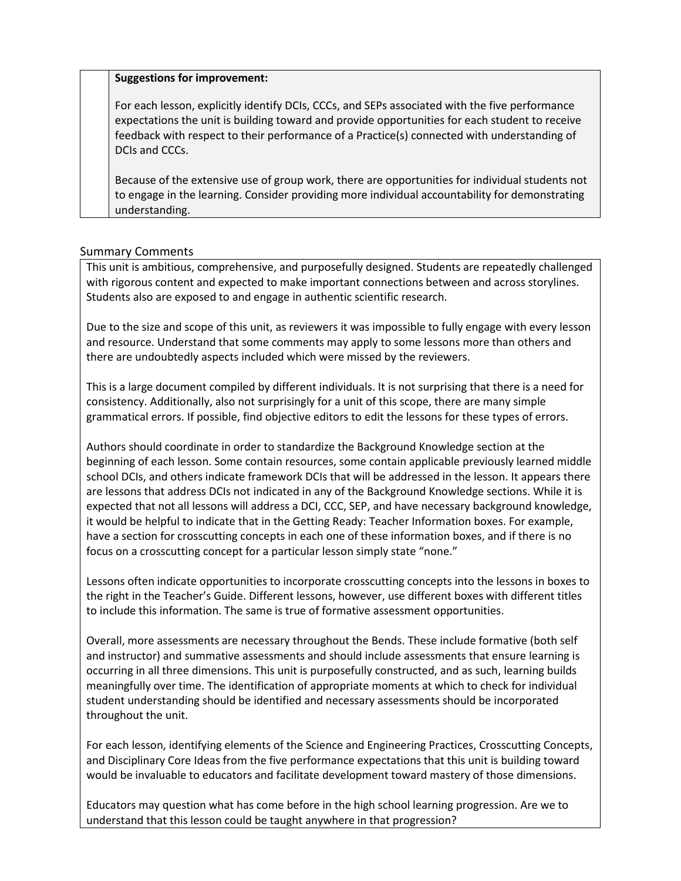**Suggestions for improvement:**

For each lesson, explicitly identify DCIs, CCCs, and SEPs associated with the five performance expectations the unit is building toward and provide opportunities for each student to receive feedback with respect to their performance of a Practice(s) connected with understanding of DCIs and CCCs.

Because of the extensive use of group work, there are opportunities for individual students not to engage in the learning. Consider providing more individual accountability for demonstrating understanding.

## Summary Comments

This unit is ambitious, comprehensive, and purposefully designed. Students are repeatedly challenged with rigorous content and expected to make important connections between and across storylines. Students also are exposed to and engage in authentic scientific research.

Due to the size and scope of this unit, as reviewers it was impossible to fully engage with every lesson and resource. Understand that some comments may apply to some lessons more than others and there are undoubtedly aspects included which were missed by the reviewers.

This is a large document compiled by different individuals. It is not surprising that there is a need for consistency. Additionally, also not surprisingly for a unit of this scope, there are many simple grammatical errors. If possible, find objective editors to edit the lessons for these types of errors.

Authors should coordinate in order to standardize the Background Knowledge section at the beginning of each lesson. Some contain resources, some contain applicable previously learned middle school DCIs, and others indicate framework DCIs that will be addressed in the lesson. It appears there are lessons that address DCIs not indicated in any of the Background Knowledge sections. While it is expected that not all lessons will address a DCI, CCC, SEP, and have necessary background knowledge, it would be helpful to indicate that in the Getting Ready: Teacher Information boxes. For example, have a section for crosscutting concepts in each one of these information boxes, and if there is no focus on a crosscutting concept for a particular lesson simply state "none."

Lessons often indicate opportunities to incorporate crosscutting concepts into the lessons in boxes to the right in the Teacher's Guide. Different lessons, however, use different boxes with different titles to include this information. The same is true of formative assessment opportunities.

Overall, more assessments are necessary throughout the Bends. These include formative (both self and instructor) and summative assessments and should include assessments that ensure learning is occurring in all three dimensions. This unit is purposefully constructed, and as such, learning builds meaningfully over time. The identification of appropriate moments at which to check for individual student understanding should be identified and necessary assessments should be incorporated throughout the unit.

For each lesson, identifying elements of the Science and Engineering Practices, Crosscutting Concepts, and Disciplinary Core Ideas from the five performance expectations that this unit is building toward would be invaluable to educators and facilitate development toward mastery of those dimensions.

Educators may question what has come before in the high school learning progression. Are we to understand that this lesson could be taught anywhere in that progression?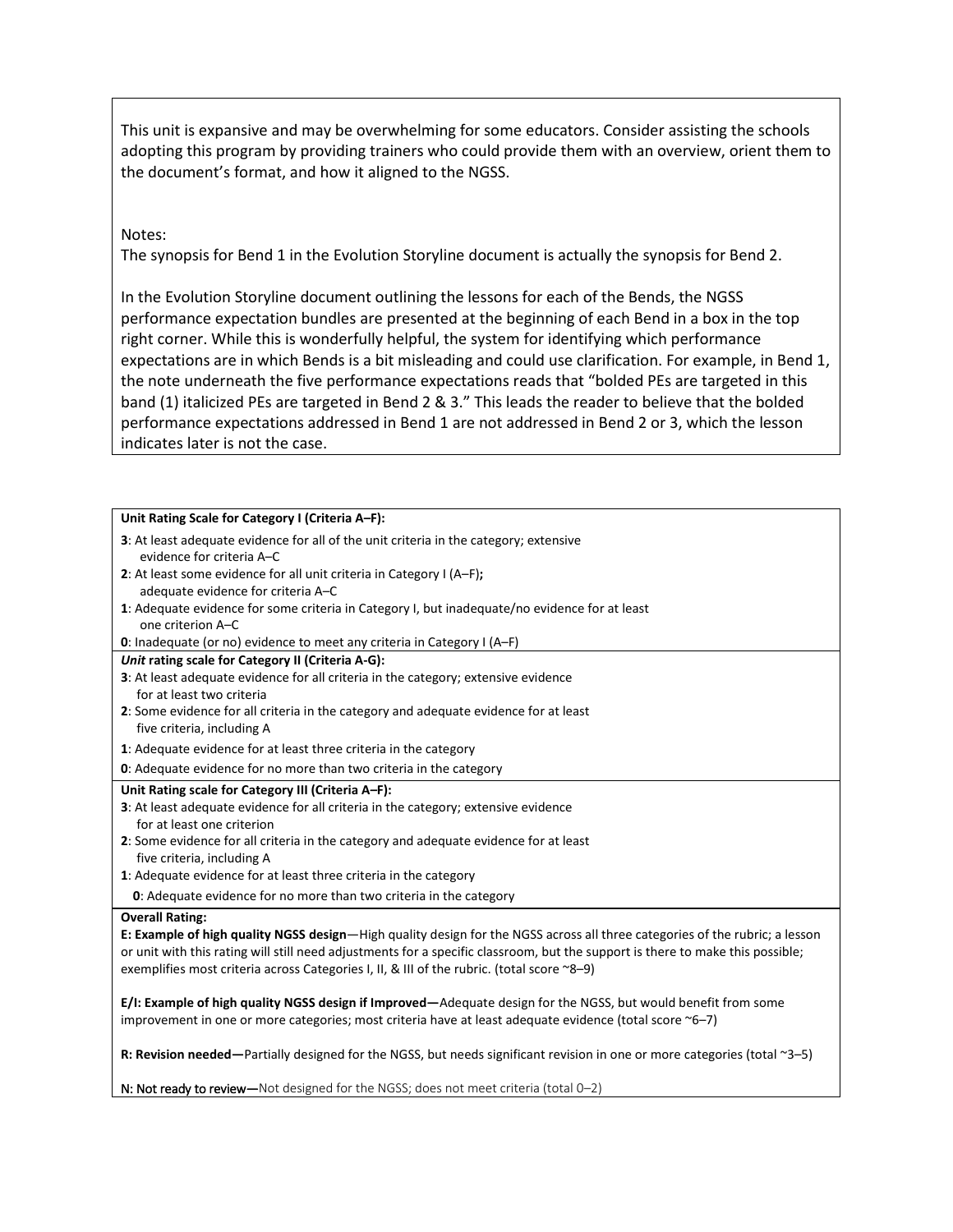This unit is expansive and may be overwhelming for some educators. Consider assisting the schools adopting this program by providing trainers who could provide them with an overview, orient them to the document's format, and how it aligned to the NGSS.

Notes:
The synopsis for Bend 1 in the Evolution Storyline document is actually the synopsis for Bend 2.

In the Evolution Storyline document outlining the lessons for each of the Bends, the NGSS performance expectation bundles are presented at the beginning of each Bend in a box in the top right corner. While this is wonderfully helpful, the system for identifying which performance expectations are in which Bends is a bit misleading and could use clarification. For example, in Bend 1, the note underneath the five performance expectations reads that "bolded PEs are targeted in this band (1) italicized PEs are targeted in Bend 2 & 3." This leads the reader to believe that the bolded performance expectations addressed in Bend 1 are not addressed in Bend 2 or 3, which the lesson indicates later is not the case.

**Unit Rating Scale for Category I (Criteria A–F):**

**3**: At least adequate evidence for all of the unit criteria in the category; extensive evidence for criteria A–C
**2**: At least some evidence for all unit criteria in Category I (A–F)**;** adequate evidence for criteria A–C
**1**: Adequate evidence for some criteria in Category I, but inadequate/no evidence for at least one criterion A–C
**0**: Inadequate (or no) evidence to meet any criteria in Category I (A–F)

***Unit* rating scale for Category II (Criteria A-G):**

**3**: At least adequate evidence for all criteria in the category; extensive evidence for at least two criteria
**2**: Some evidence for all criteria in the category and adequate evidence for at least five criteria, including A
**1**: Adequate evidence for at least three criteria in the category
**0**: Adequate evidence for no more than two criteria in the category

**Unit Rating scale for Category III (Criteria A–F):**

**3**: At least adequate evidence for all criteria in the category; extensive evidence for at least one criterion
**2**: Some evidence for all criteria in the category and adequate evidence for at least five criteria, including A
**1**: Adequate evidence for at least three criteria in the category
**0**: Adequate evidence for no more than two criteria in the category

**Overall Rating:**

**E: Example of high quality NGSS design**—High quality design for the NGSS across all three categories of the rubric; a lesson or unit with this rating will still need adjustments for a specific classroom, but the support is there to make this possible; exemplifies most criteria across Categories I, II, & III of the rubric. (total score ~8–9)

**E/I: Example of high quality NGSS design if Improved—**Adequate design for the NGSS, but would benefit from some improvement in one or more categories; most criteria have at least adequate evidence (total score ~6–7)

**R: Revision needed—**Partially designed for the NGSS, but needs significant revision in one or more categories (total ~3–5)

**N: Not ready to review—**Not designed for the NGSS; does not meet criteria (total 0–2)